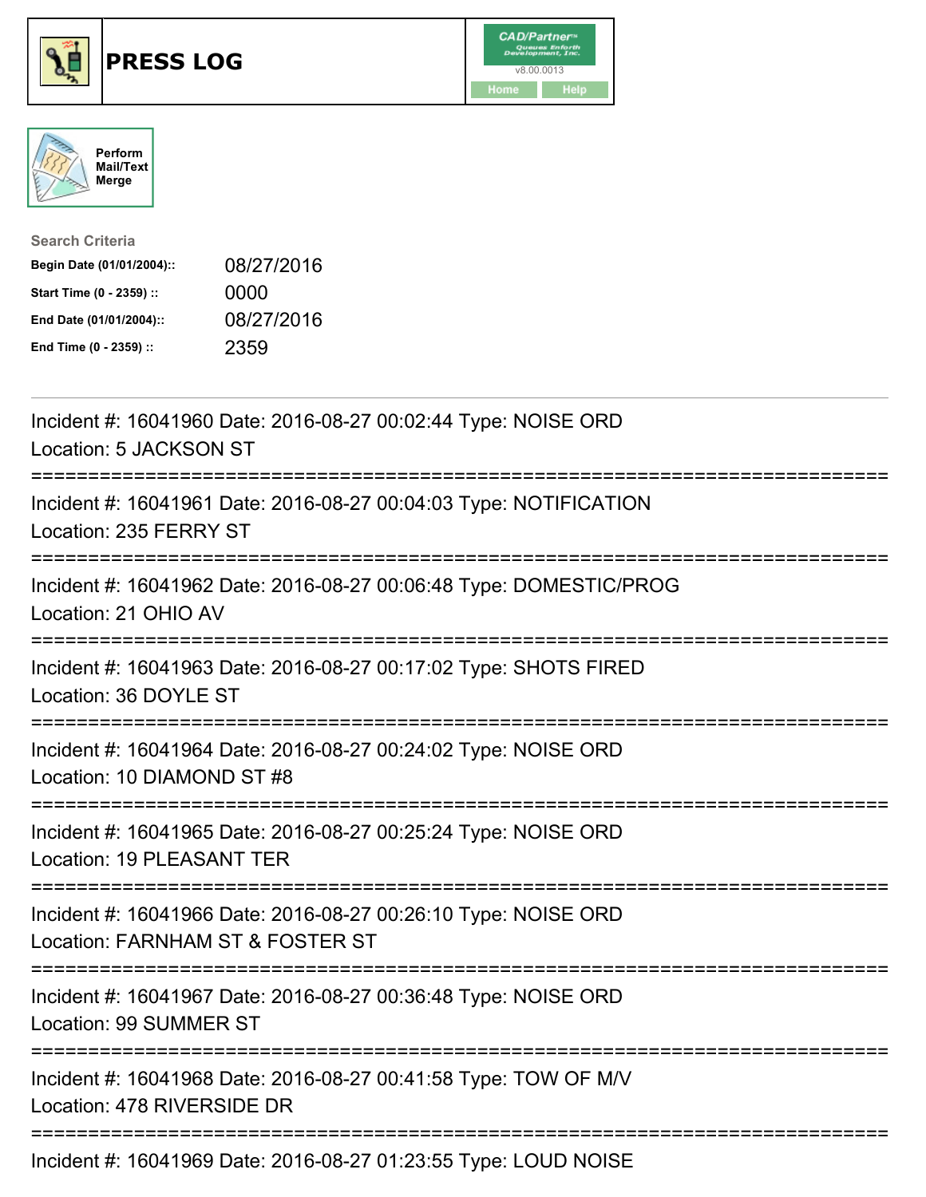# PRESS LOG

CAD/Partner
v8.00.0013
Home Help

Perform Mail/Text Merge

**Search Criteria**

| | |
|---|---|
| **Begin Date (01/01/2004)::** | 08/27/2016 |
| **Start Time (0 - 2359) ::** | 0000 |
| **End Date (01/01/2004)::** | 08/27/2016 |
| **End Time (0 - 2359) ::** | 2359 |

---

Incident #: 16041960 Date: 2016-08-27 00:02:44 Type: NOISE ORD
Location: 5 JACKSON ST

===========================================================================

Incident #: 16041961 Date: 2016-08-27 00:04:03 Type: NOTIFICATION
Location: 235 FERRY ST

===========================================================================

Incident #: 16041962 Date: 2016-08-27 00:06:48 Type: DOMESTIC/PROG
Location: 21 OHIO AV

===========================================================================

Incident #: 16041963 Date: 2016-08-27 00:17:02 Type: SHOTS FIRED
Location: 36 DOYLE ST

===========================================================================

Incident #: 16041964 Date: 2016-08-27 00:24:02 Type: NOISE ORD
Location: 10 DIAMOND ST #8

===========================================================================

Incident #: 16041965 Date: 2016-08-27 00:25:24 Type: NOISE ORD
Location: 19 PLEASANT TER

===========================================================================

Incident #: 16041966 Date: 2016-08-27 00:26:10 Type: NOISE ORD
Location: FARNHAM ST & FOSTER ST

===========================================================================

Incident #: 16041967 Date: 2016-08-27 00:36:48 Type: NOISE ORD
Location: 99 SUMMER ST

===========================================================================

Incident #: 16041968 Date: 2016-08-27 00:41:58 Type: TOW OF M/V
Location: 478 RIVERSIDE DR

===========================================================================

Incident #: 16041969 Date: 2016-08-27 01:23:55 Type: LOUD NOISE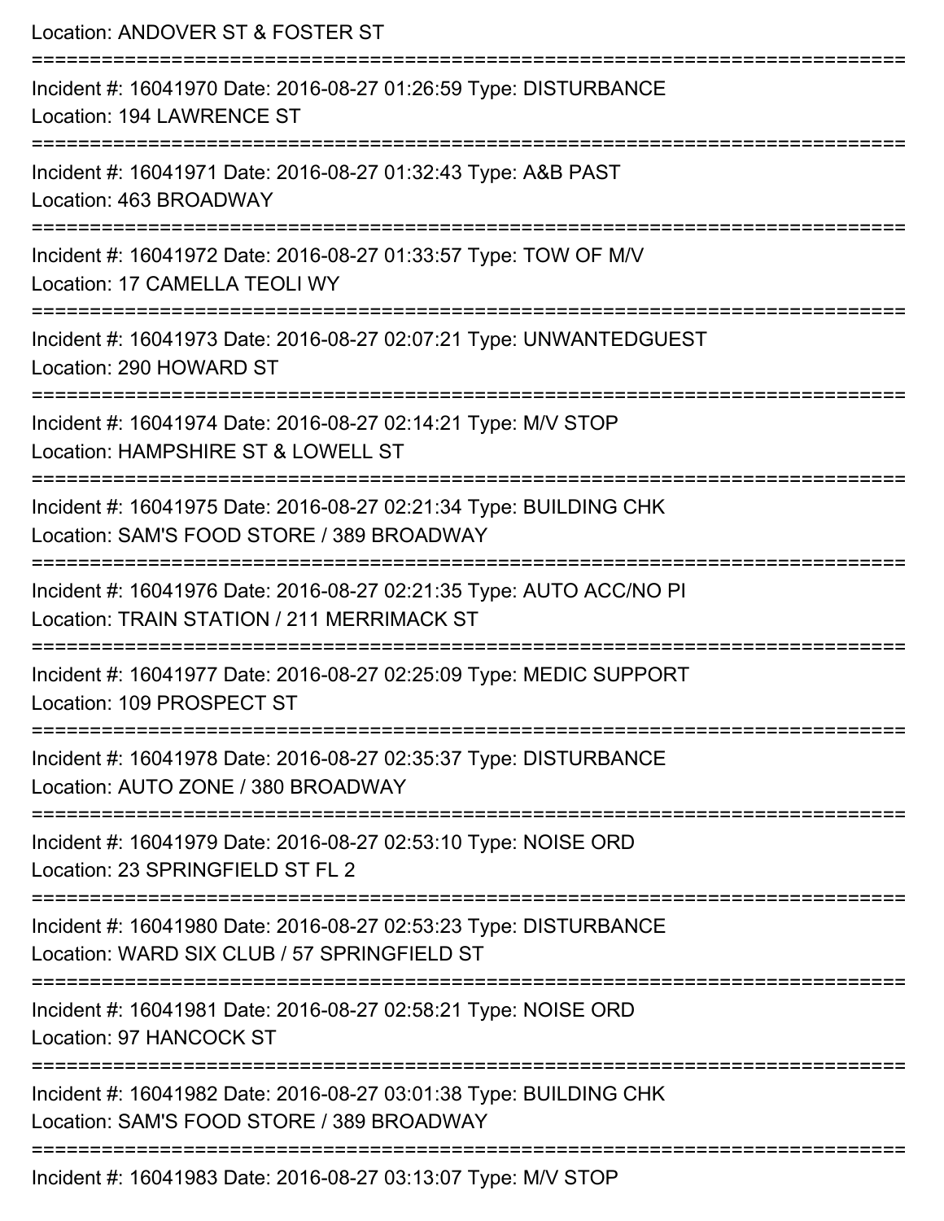Location: ANDOVER ST & FOSTER ST

===========================================================================

Incident #: 16041970 Date: 2016-08-27 01:26:59 Type: DISTURBANCE
Location: 194 LAWRENCE ST

===========================================================================

Incident #: 16041971 Date: 2016-08-27 01:32:43 Type: A&B PAST
Location: 463 BROADWAY

===========================================================================

Incident #: 16041972 Date: 2016-08-27 01:33:57 Type: TOW OF M/V
Location: 17 CAMELLA TEOLI WY

===========================================================================

Incident #: 16041973 Date: 2016-08-27 02:07:21 Type: UNWANTEDGUEST
Location: 290 HOWARD ST

===========================================================================

Incident #: 16041974 Date: 2016-08-27 02:14:21 Type: M/V STOP
Location: HAMPSHIRE ST & LOWELL ST

===========================================================================

Incident #: 16041975 Date: 2016-08-27 02:21:34 Type: BUILDING CHK
Location: SAM'S FOOD STORE / 389 BROADWAY

===========================================================================

Incident #: 16041976 Date: 2016-08-27 02:21:35 Type: AUTO ACC/NO PI
Location: TRAIN STATION / 211 MERRIMACK ST

===========================================================================

Incident #: 16041977 Date: 2016-08-27 02:25:09 Type: MEDIC SUPPORT
Location: 109 PROSPECT ST

===========================================================================

Incident #: 16041978 Date: 2016-08-27 02:35:37 Type: DISTURBANCE
Location: AUTO ZONE / 380 BROADWAY

===========================================================================

Incident #: 16041979 Date: 2016-08-27 02:53:10 Type: NOISE ORD
Location: 23 SPRINGFIELD ST FL 2

===========================================================================

Incident #: 16041980 Date: 2016-08-27 02:53:23 Type: DISTURBANCE
Location: WARD SIX CLUB / 57 SPRINGFIELD ST

===========================================================================

Incident #: 16041981 Date: 2016-08-27 02:58:21 Type: NOISE ORD
Location: 97 HANCOCK ST

===========================================================================

Incident #: 16041982 Date: 2016-08-27 03:01:38 Type: BUILDING CHK
Location: SAM'S FOOD STORE / 389 BROADWAY

===========================================================================

Incident #: 16041983 Date: 2016-08-27 03:13:07 Type: M/V STOP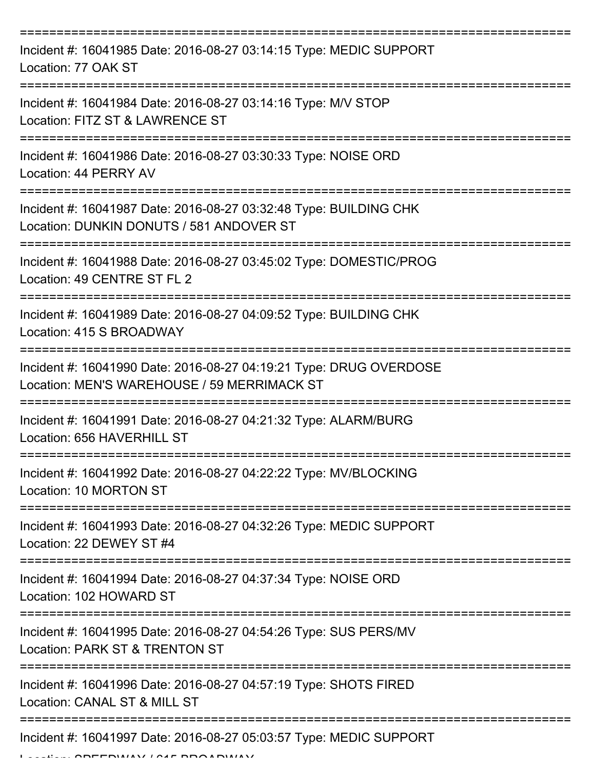===========================================================================

Incident #: 16041985 Date: 2016-08-27 03:14:15 Type: MEDIC SUPPORT
Location: 77 OAK ST

===========================================================================

Incident #: 16041984 Date: 2016-08-27 03:14:16 Type: M/V STOP
Location: FITZ ST & LAWRENCE ST

===========================================================================

Incident #: 16041986 Date: 2016-08-27 03:30:33 Type: NOISE ORD
Location: 44 PERRY AV

===========================================================================

Incident #: 16041987 Date: 2016-08-27 03:32:48 Type: BUILDING CHK
Location: DUNKIN DONUTS / 581 ANDOVER ST

===========================================================================

Incident #: 16041988 Date: 2016-08-27 03:45:02 Type: DOMESTIC/PROG
Location: 49 CENTRE ST FL 2

===========================================================================

Incident #: 16041989 Date: 2016-08-27 04:09:52 Type: BUILDING CHK
Location: 415 S BROADWAY

===========================================================================

Incident #: 16041990 Date: 2016-08-27 04:19:21 Type: DRUG OVERDOSE
Location: MEN'S WAREHOUSE / 59 MERRIMACK ST

===========================================================================

Incident #: 16041991 Date: 2016-08-27 04:21:32 Type: ALARM/BURG
Location: 656 HAVERHILL ST

===========================================================================

Incident #: 16041992 Date: 2016-08-27 04:22:22 Type: MV/BLOCKING
Location: 10 MORTON ST

===========================================================================

Incident #: 16041993 Date: 2016-08-27 04:32:26 Type: MEDIC SUPPORT
Location: 22 DEWEY ST #4

===========================================================================

Incident #: 16041994 Date: 2016-08-27 04:37:34 Type: NOISE ORD
Location: 102 HOWARD ST

===========================================================================

Incident #: 16041995 Date: 2016-08-27 04:54:26 Type: SUS PERS/MV
Location: PARK ST & TRENTON ST

===========================================================================

Incident #: 16041996 Date: 2016-08-27 04:57:19 Type: SHOTS FIRED
Location: CANAL ST & MILL ST

===========================================================================

Incident #: 16041997 Date: 2016-08-27 05:03:57 Type: MEDIC SUPPORT
Location: SPEEDWAY / 615 BROADWAY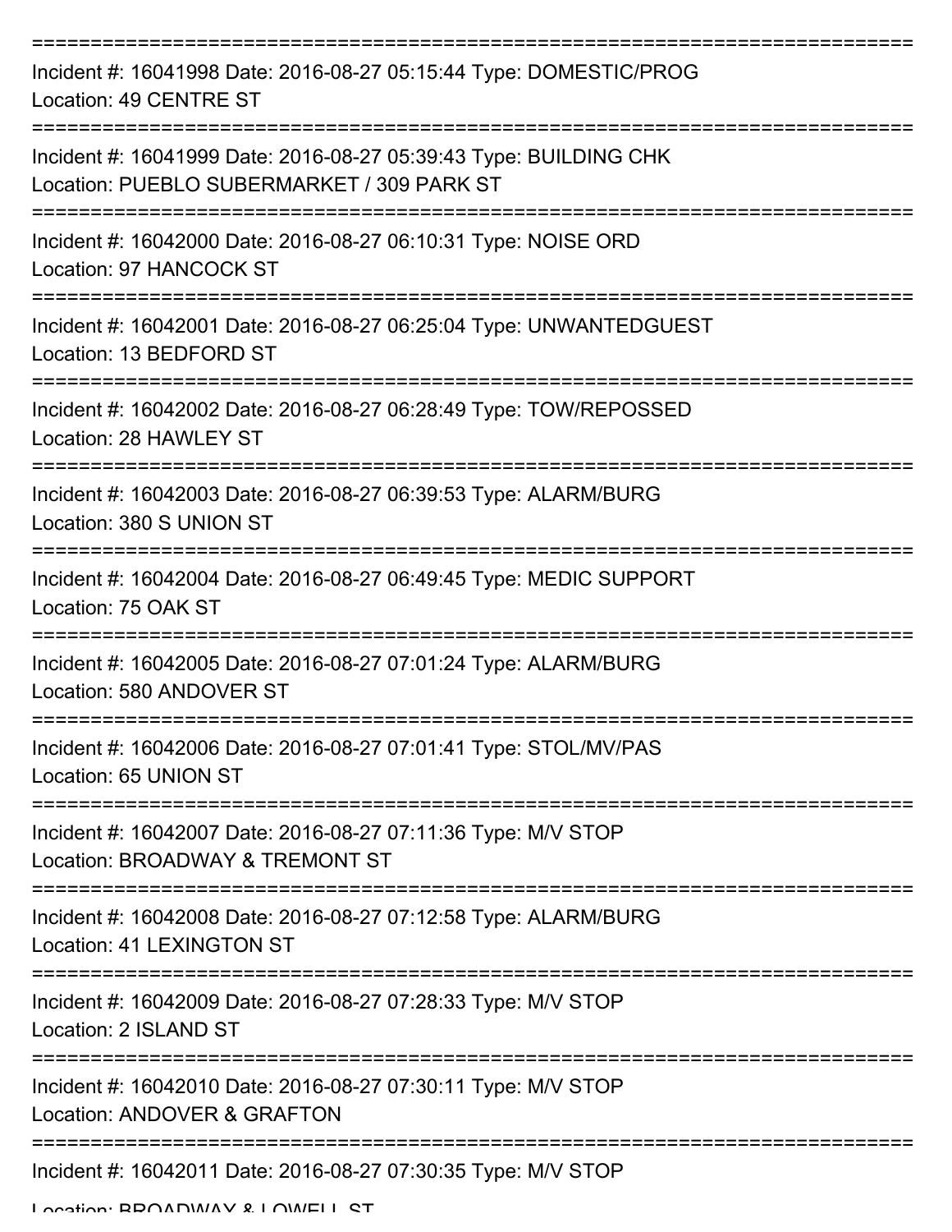===========================================================================

Incident #: 16041998 Date: 2016-08-27 05:15:44 Type: DOMESTIC/PROG
Location: 49 CENTRE ST

===========================================================================

Incident #: 16041999 Date: 2016-08-27 05:39:43 Type: BUILDING CHK
Location: PUEBLO SUBERMARKET / 309 PARK ST

===========================================================================

Incident #: 16042000 Date: 2016-08-27 06:10:31 Type: NOISE ORD
Location: 97 HANCOCK ST

===========================================================================

Incident #: 16042001 Date: 2016-08-27 06:25:04 Type: UNWANTEDGUEST
Location: 13 BEDFORD ST

===========================================================================

Incident #: 16042002 Date: 2016-08-27 06:28:49 Type: TOW/REPOSSED
Location: 28 HAWLEY ST

===========================================================================

Incident #: 16042003 Date: 2016-08-27 06:39:53 Type: ALARM/BURG
Location: 380 S UNION ST

===========================================================================

Incident #: 16042004 Date: 2016-08-27 06:49:45 Type: MEDIC SUPPORT
Location: 75 OAK ST

===========================================================================

Incident #: 16042005 Date: 2016-08-27 07:01:24 Type: ALARM/BURG
Location: 580 ANDOVER ST

===========================================================================

Incident #: 16042006 Date: 2016-08-27 07:01:41 Type: STOL/MV/PAS
Location: 65 UNION ST

===========================================================================

Incident #: 16042007 Date: 2016-08-27 07:11:36 Type: M/V STOP
Location: BROADWAY & TREMONT ST

===========================================================================

Incident #: 16042008 Date: 2016-08-27 07:12:58 Type: ALARM/BURG
Location: 41 LEXINGTON ST

===========================================================================

Incident #: 16042009 Date: 2016-08-27 07:28:33 Type: M/V STOP
Location: 2 ISLAND ST

===========================================================================

Incident #: 16042010 Date: 2016-08-27 07:30:11 Type: M/V STOP
Location: ANDOVER & GRAFTON

===========================================================================

Incident #: 16042011 Date: 2016-08-27 07:30:35 Type: M/V STOP
Location: BROADWAY & LOWELL ST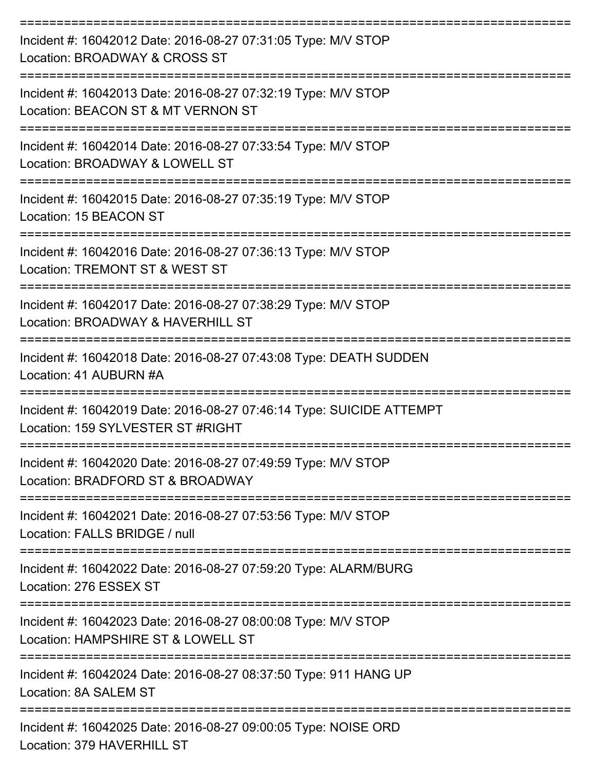===========================================================================
Incident #: 16042012 Date: 2016-08-27 07:31:05 Type: M/V STOP
Location: BROADWAY & CROSS ST
===========================================================================
Incident #: 16042013 Date: 2016-08-27 07:32:19 Type: M/V STOP
Location: BEACON ST & MT VERNON ST
===========================================================================
Incident #: 16042014 Date: 2016-08-27 07:33:54 Type: M/V STOP
Location: BROADWAY & LOWELL ST
===========================================================================
Incident #: 16042015 Date: 2016-08-27 07:35:19 Type: M/V STOP
Location: 15 BEACON ST
===========================================================================
Incident #: 16042016 Date: 2016-08-27 07:36:13 Type: M/V STOP
Location: TREMONT ST & WEST ST
===========================================================================
Incident #: 16042017 Date: 2016-08-27 07:38:29 Type: M/V STOP
Location: BROADWAY & HAVERHILL ST
===========================================================================
Incident #: 16042018 Date: 2016-08-27 07:43:08 Type: DEATH SUDDEN
Location: 41 AUBURN #A
===========================================================================
Incident #: 16042019 Date: 2016-08-27 07:46:14 Type: SUICIDE ATTEMPT
Location: 159 SYLVESTER ST #RIGHT
===========================================================================
Incident #: 16042020 Date: 2016-08-27 07:49:59 Type: M/V STOP
Location: BRADFORD ST & BROADWAY
===========================================================================
Incident #: 16042021 Date: 2016-08-27 07:53:56 Type: M/V STOP
Location: FALLS BRIDGE / null
===========================================================================
Incident #: 16042022 Date: 2016-08-27 07:59:20 Type: ALARM/BURG
Location: 276 ESSEX ST
===========================================================================
Incident #: 16042023 Date: 2016-08-27 08:00:08 Type: M/V STOP
Location: HAMPSHIRE ST & LOWELL ST
===========================================================================
Incident #: 16042024 Date: 2016-08-27 08:37:50 Type: 911 HANG UP
Location: 8A SALEM ST
===========================================================================
Incident #: 16042025 Date: 2016-08-27 09:00:05 Type: NOISE ORD
Location: 379 HAVERHILL ST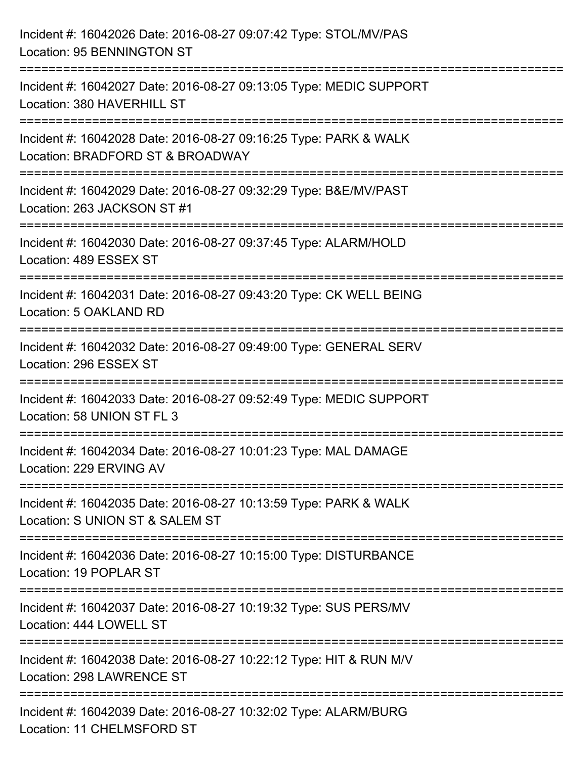Incident #: 16042026 Date: 2016-08-27 09:07:42 Type: STOL/MV/PAS
Location: 95 BENNINGTON ST

===========================================================================

Incident #: 16042027 Date: 2016-08-27 09:13:05 Type: MEDIC SUPPORT
Location: 380 HAVERHILL ST

===========================================================================

Incident #: 16042028 Date: 2016-08-27 09:16:25 Type: PARK & WALK
Location: BRADFORD ST & BROADWAY

===========================================================================

Incident #: 16042029 Date: 2016-08-27 09:32:29 Type: B&E/MV/PAST
Location: 263 JACKSON ST #1

===========================================================================

Incident #: 16042030 Date: 2016-08-27 09:37:45 Type: ALARM/HOLD
Location: 489 ESSEX ST

===========================================================================

Incident #: 16042031 Date: 2016-08-27 09:43:20 Type: CK WELL BEING
Location: 5 OAKLAND RD

===========================================================================

Incident #: 16042032 Date: 2016-08-27 09:49:00 Type: GENERAL SERV
Location: 296 ESSEX ST

===========================================================================

Incident #: 16042033 Date: 2016-08-27 09:52:49 Type: MEDIC SUPPORT
Location: 58 UNION ST FL 3

===========================================================================

Incident #: 16042034 Date: 2016-08-27 10:01:23 Type: MAL DAMAGE
Location: 229 ERVING AV

===========================================================================

Incident #: 16042035 Date: 2016-08-27 10:13:59 Type: PARK & WALK
Location: S UNION ST & SALEM ST

===========================================================================

Incident #: 16042036 Date: 2016-08-27 10:15:00 Type: DISTURBANCE
Location: 19 POPLAR ST

===========================================================================

Incident #: 16042037 Date: 2016-08-27 10:19:32 Type: SUS PERS/MV
Location: 444 LOWELL ST

===========================================================================

Incident #: 16042038 Date: 2016-08-27 10:22:12 Type: HIT & RUN M/V
Location: 298 LAWRENCE ST

===========================================================================

Incident #: 16042039 Date: 2016-08-27 10:32:02 Type: ALARM/BURG
Location: 11 CHELMSFORD ST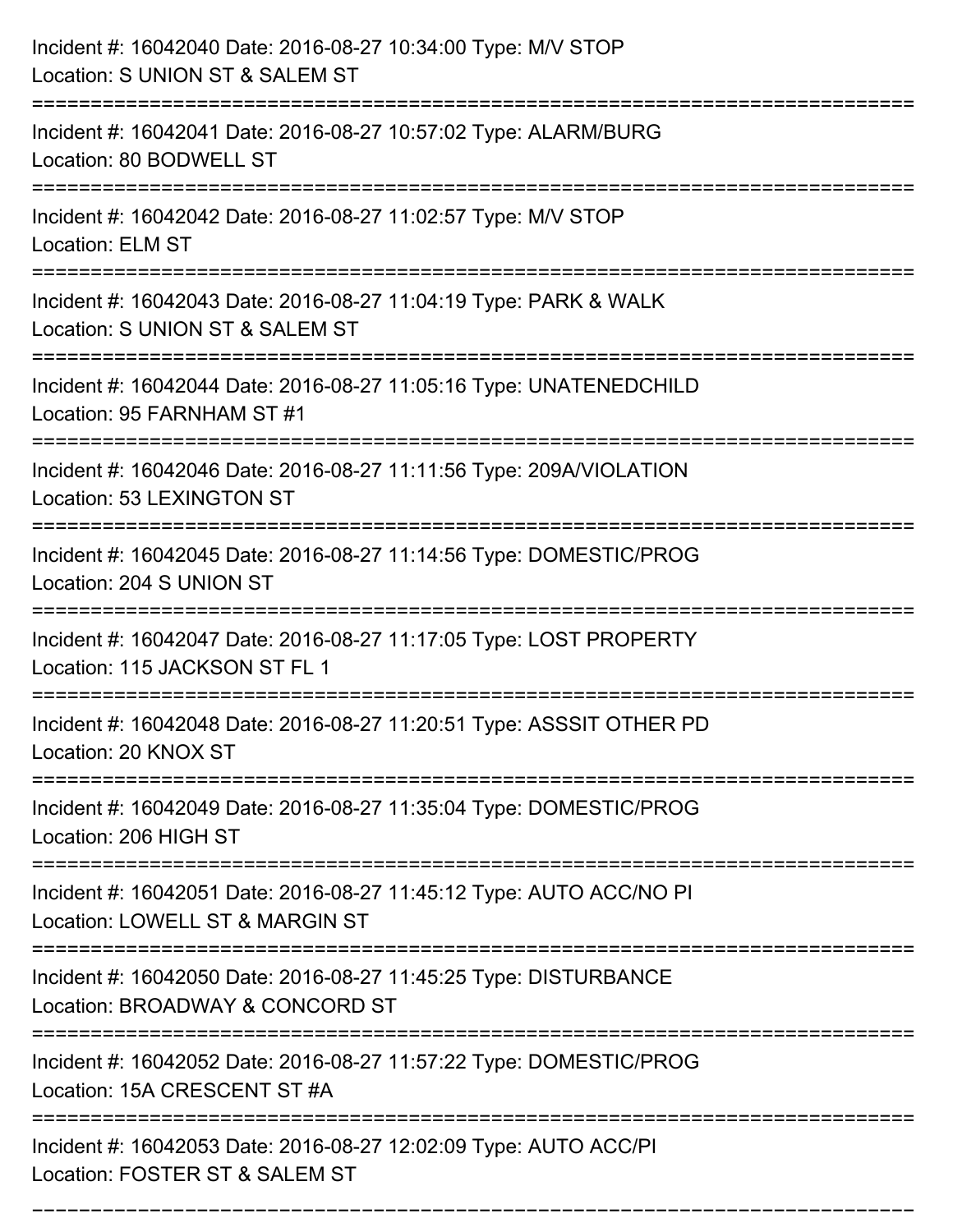Incident #: 16042040 Date: 2016-08-27 10:34:00 Type: M/V STOP
Location: S UNION ST & SALEM ST

===========================================================================

Incident #: 16042041 Date: 2016-08-27 10:57:02 Type: ALARM/BURG
Location: 80 BODWELL ST

===========================================================================

Incident #: 16042042 Date: 2016-08-27 11:02:57 Type: M/V STOP
Location: ELM ST

===========================================================================

Incident #: 16042043 Date: 2016-08-27 11:04:19 Type: PARK & WALK
Location: S UNION ST & SALEM ST

===========================================================================

Incident #: 16042044 Date: 2016-08-27 11:05:16 Type: UNATENEDCHILD
Location: 95 FARNHAM ST #1

===========================================================================

Incident #: 16042046 Date: 2016-08-27 11:11:56 Type: 209A/VIOLATION
Location: 53 LEXINGTON ST

===========================================================================

Incident #: 16042045 Date: 2016-08-27 11:14:56 Type: DOMESTIC/PROG
Location: 204 S UNION ST

===========================================================================

Incident #: 16042047 Date: 2016-08-27 11:17:05 Type: LOST PROPERTY
Location: 115 JACKSON ST FL 1

===========================================================================

Incident #: 16042048 Date: 2016-08-27 11:20:51 Type: ASSSIT OTHER PD
Location: 20 KNOX ST

===========================================================================

Incident #: 16042049 Date: 2016-08-27 11:35:04 Type: DOMESTIC/PROG
Location: 206 HIGH ST

===========================================================================

Incident #: 16042051 Date: 2016-08-27 11:45:12 Type: AUTO ACC/NO PI
Location: LOWELL ST & MARGIN ST

===========================================================================

Incident #: 16042050 Date: 2016-08-27 11:45:25 Type: DISTURBANCE
Location: BROADWAY & CONCORD ST

===========================================================================

Incident #: 16042052 Date: 2016-08-27 11:57:22 Type: DOMESTIC/PROG
Location: 15A CRESCENT ST #A

===========================================================================

Incident #: 16042053 Date: 2016-08-27 12:02:09 Type: AUTO ACC/PI
Location: FOSTER ST & SALEM ST

===========================================================================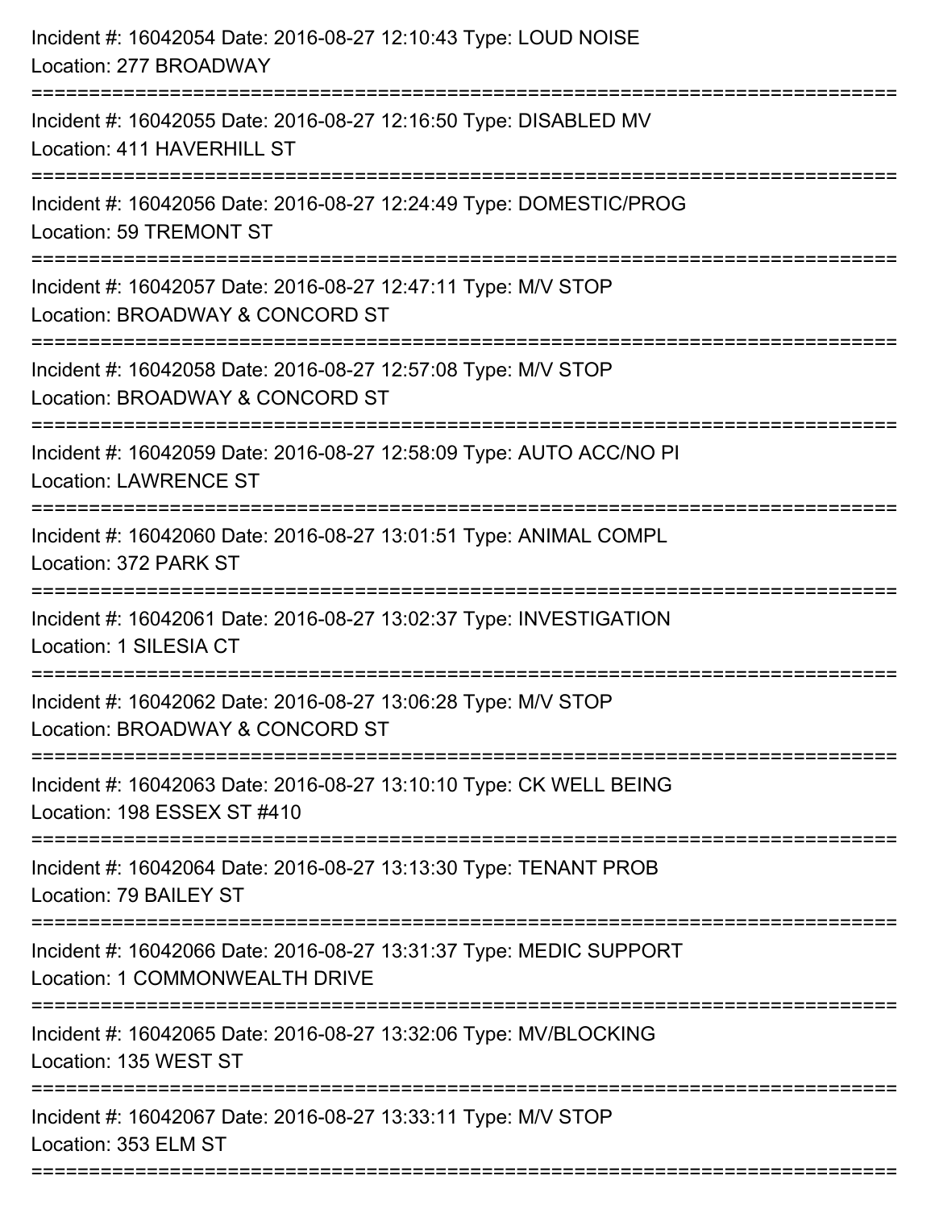Incident #: 16042054 Date: 2016-08-27 12:10:43 Type: LOUD NOISE
Location: 277 BROADWAY

===========================================================================

Incident #: 16042055 Date: 2016-08-27 12:16:50 Type: DISABLED MV
Location: 411 HAVERHILL ST

===========================================================================

Incident #: 16042056 Date: 2016-08-27 12:24:49 Type: DOMESTIC/PROG
Location: 59 TREMONT ST

===========================================================================

Incident #: 16042057 Date: 2016-08-27 12:47:11 Type: M/V STOP
Location: BROADWAY & CONCORD ST

===========================================================================

Incident #: 16042058 Date: 2016-08-27 12:57:08 Type: M/V STOP
Location: BROADWAY & CONCORD ST

===========================================================================

Incident #: 16042059 Date: 2016-08-27 12:58:09 Type: AUTO ACC/NO PI
Location: LAWRENCE ST

===========================================================================

Incident #: 16042060 Date: 2016-08-27 13:01:51 Type: ANIMAL COMPL
Location: 372 PARK ST

===========================================================================

Incident #: 16042061 Date: 2016-08-27 13:02:37 Type: INVESTIGATION
Location: 1 SILESIA CT

===========================================================================

Incident #: 16042062 Date: 2016-08-27 13:06:28 Type: M/V STOP
Location: BROADWAY & CONCORD ST

===========================================================================

Incident #: 16042063 Date: 2016-08-27 13:10:10 Type: CK WELL BEING
Location: 198 ESSEX ST #410

===========================================================================

Incident #: 16042064 Date: 2016-08-27 13:13:30 Type: TENANT PROB
Location: 79 BAILEY ST

===========================================================================

Incident #: 16042066 Date: 2016-08-27 13:31:37 Type: MEDIC SUPPORT
Location: 1 COMMONWEALTH DRIVE

===========================================================================

Incident #: 16042065 Date: 2016-08-27 13:32:06 Type: MV/BLOCKING
Location: 135 WEST ST

===========================================================================

Incident #: 16042067 Date: 2016-08-27 13:33:11 Type: M/V STOP
Location: 353 ELM ST

===========================================================================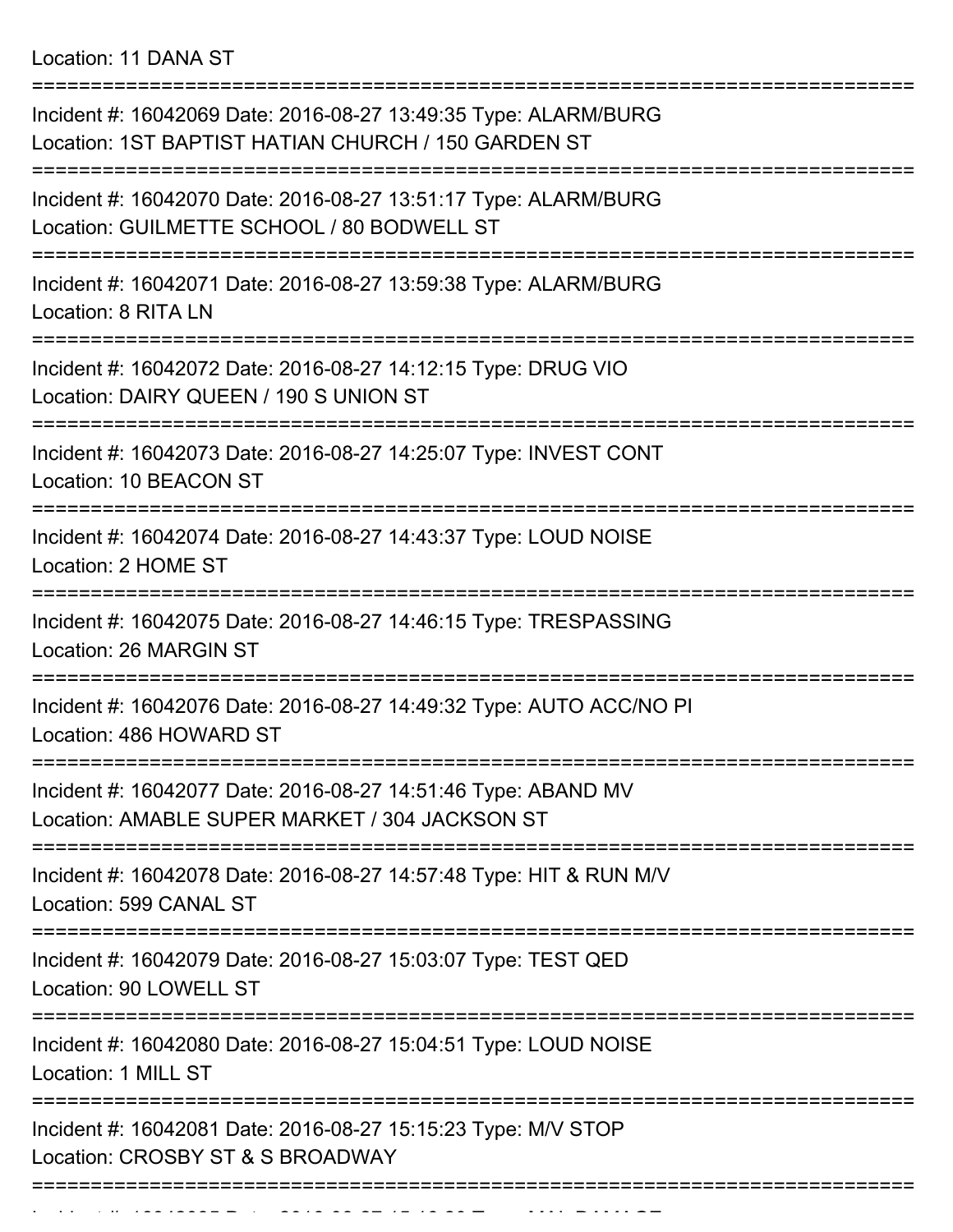Location: 11 DANA ST

===========================================================================

Incident #: 16042069 Date: 2016-08-27 13:49:35 Type: ALARM/BURG
Location: 1ST BAPTIST HATIAN CHURCH / 150 GARDEN ST

===========================================================================

Incident #: 16042070 Date: 2016-08-27 13:51:17 Type: ALARM/BURG
Location: GUILMETTE SCHOOL / 80 BODWELL ST

===========================================================================

Incident #: 16042071 Date: 2016-08-27 13:59:38 Type: ALARM/BURG
Location: 8 RITA LN

===========================================================================

Incident #: 16042072 Date: 2016-08-27 14:12:15 Type: DRUG VIO
Location: DAIRY QUEEN / 190 S UNION ST

===========================================================================

Incident #: 16042073 Date: 2016-08-27 14:25:07 Type: INVEST CONT
Location: 10 BEACON ST

===========================================================================

Incident #: 16042074 Date: 2016-08-27 14:43:37 Type: LOUD NOISE
Location: 2 HOME ST

===========================================================================

Incident #: 16042075 Date: 2016-08-27 14:46:15 Type: TRESPASSING
Location: 26 MARGIN ST

===========================================================================

Incident #: 16042076 Date: 2016-08-27 14:49:32 Type: AUTO ACC/NO PI
Location: 486 HOWARD ST

===========================================================================

Incident #: 16042077 Date: 2016-08-27 14:51:46 Type: ABAND MV
Location: AMABLE SUPER MARKET / 304 JACKSON ST

===========================================================================

Incident #: 16042078 Date: 2016-08-27 14:57:48 Type: HIT & RUN M/V
Location: 599 CANAL ST

===========================================================================

Incident #: 16042079 Date: 2016-08-27 15:03:07 Type: TEST QED
Location: 90 LOWELL ST

===========================================================================

Incident #: 16042080 Date: 2016-08-27 15:04:51 Type: LOUD NOISE
Location: 1 MILL ST

===========================================================================

Incident #: 16042081 Date: 2016-08-27 15:15:23 Type: M/V STOP
Location: CROSBY ST & S BROADWAY

===========================================================================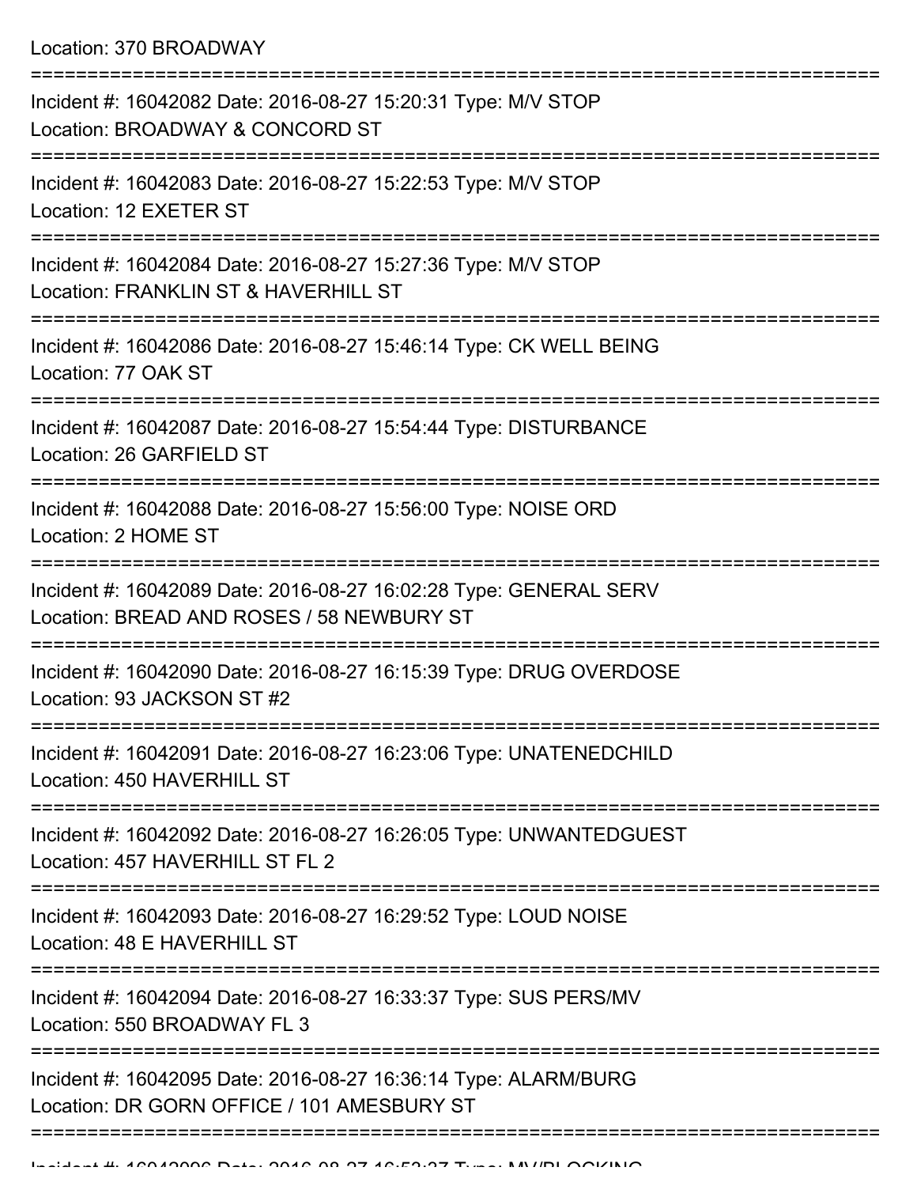Location: 370 BROADWAY

===========================================================================

Incident #: 16042082 Date: 2016-08-27 15:20:31 Type: M/V STOP
Location: BROADWAY & CONCORD ST

===========================================================================

Incident #: 16042083 Date: 2016-08-27 15:22:53 Type: M/V STOP
Location: 12 EXETER ST

===========================================================================

Incident #: 16042084 Date: 2016-08-27 15:27:36 Type: M/V STOP
Location: FRANKLIN ST & HAVERHILL ST

===========================================================================

Incident #: 16042086 Date: 2016-08-27 15:46:14 Type: CK WELL BEING
Location: 77 OAK ST

===========================================================================

Incident #: 16042087 Date: 2016-08-27 15:54:44 Type: DISTURBANCE
Location: 26 GARFIELD ST

===========================================================================

Incident #: 16042088 Date: 2016-08-27 15:56:00 Type: NOISE ORD
Location: 2 HOME ST

===========================================================================

Incident #: 16042089 Date: 2016-08-27 16:02:28 Type: GENERAL SERV
Location: BREAD AND ROSES / 58 NEWBURY ST

===========================================================================

Incident #: 16042090 Date: 2016-08-27 16:15:39 Type: DRUG OVERDOSE
Location: 93 JACKSON ST #2

===========================================================================

Incident #: 16042091 Date: 2016-08-27 16:23:06 Type: UNATENEDCHILD
Location: 450 HAVERHILL ST

===========================================================================

Incident #: 16042092 Date: 2016-08-27 16:26:05 Type: UNWANTEDGUEST
Location: 457 HAVERHILL ST FL 2

===========================================================================

Incident #: 16042093 Date: 2016-08-27 16:29:52 Type: LOUD NOISE
Location: 48 E HAVERHILL ST

===========================================================================

Incident #: 16042094 Date: 2016-08-27 16:33:37 Type: SUS PERS/MV
Location: 550 BROADWAY FL 3

===========================================================================

Incident #: 16042095 Date: 2016-08-27 16:36:14 Type: ALARM/BURG
Location: DR GORN OFFICE / 101 AMESBURY ST

===========================================================================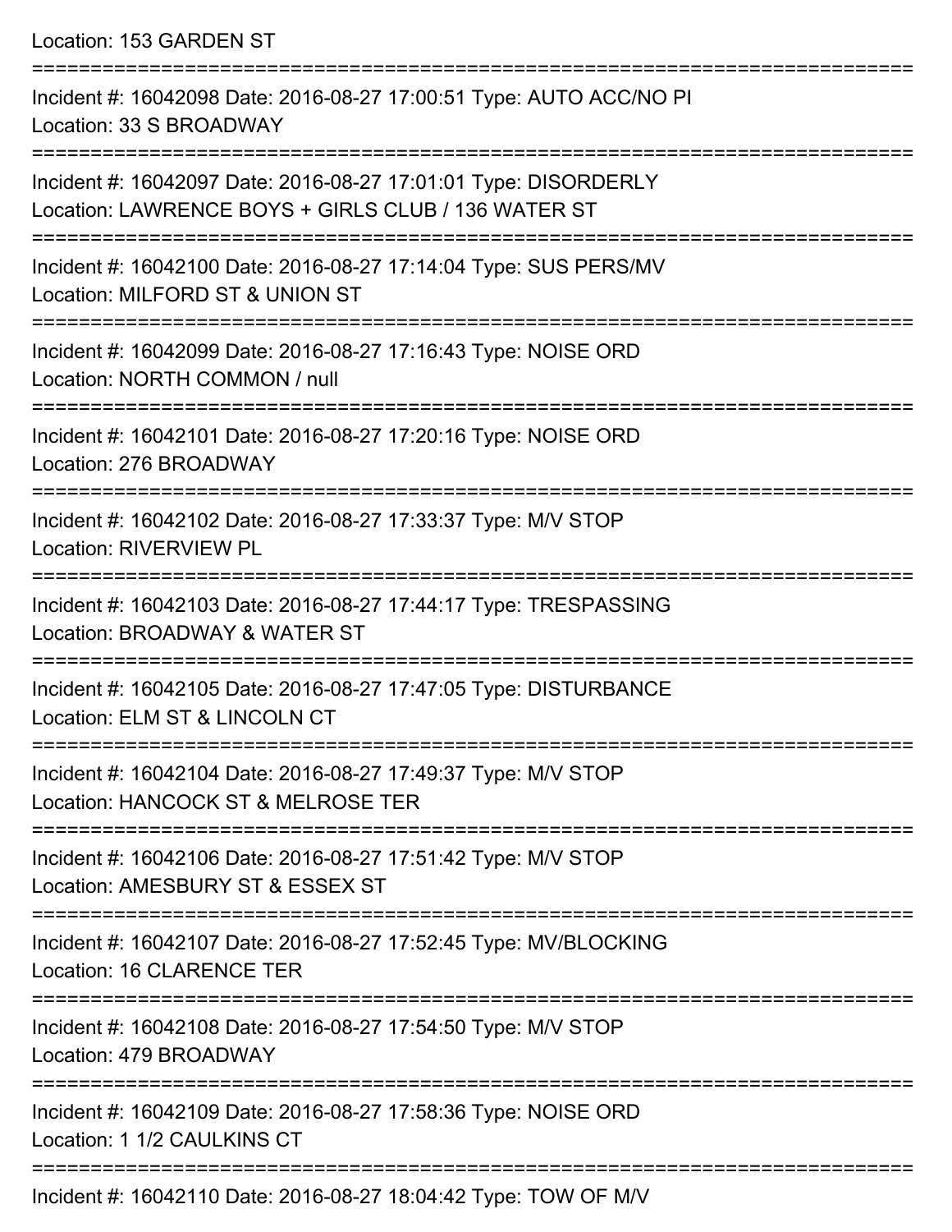Location: 153 GARDEN ST

===========================================================================

Incident #: 16042098 Date: 2016-08-27 17:00:51 Type: AUTO ACC/NO PI
Location: 33 S BROADWAY

===========================================================================

Incident #: 16042097 Date: 2016-08-27 17:01:01 Type: DISORDERLY
Location: LAWRENCE BOYS + GIRLS CLUB / 136 WATER ST

===========================================================================

Incident #: 16042100 Date: 2016-08-27 17:14:04 Type: SUS PERS/MV
Location: MILFORD ST & UNION ST

===========================================================================

Incident #: 16042099 Date: 2016-08-27 17:16:43 Type: NOISE ORD
Location: NORTH COMMON / null

===========================================================================

Incident #: 16042101 Date: 2016-08-27 17:20:16 Type: NOISE ORD
Location: 276 BROADWAY

===========================================================================

Incident #: 16042102 Date: 2016-08-27 17:33:37 Type: M/V STOP
Location: RIVERVIEW PL

===========================================================================

Incident #: 16042103 Date: 2016-08-27 17:44:17 Type: TRESPASSING
Location: BROADWAY & WATER ST

===========================================================================

Incident #: 16042105 Date: 2016-08-27 17:47:05 Type: DISTURBANCE
Location: ELM ST & LINCOLN CT

===========================================================================

Incident #: 16042104 Date: 2016-08-27 17:49:37 Type: M/V STOP
Location: HANCOCK ST & MELROSE TER

===========================================================================

Incident #: 16042106 Date: 2016-08-27 17:51:42 Type: M/V STOP
Location: AMESBURY ST & ESSEX ST

===========================================================================

Incident #: 16042107 Date: 2016-08-27 17:52:45 Type: MV/BLOCKING
Location: 16 CLARENCE TER

===========================================================================

Incident #: 16042108 Date: 2016-08-27 17:54:50 Type: M/V STOP
Location: 479 BROADWAY

===========================================================================

Incident #: 16042109 Date: 2016-08-27 17:58:36 Type: NOISE ORD
Location: 1 1/2 CAULKINS CT

===========================================================================

Incident #: 16042110 Date: 2016-08-27 18:04:42 Type: TOW OF M/V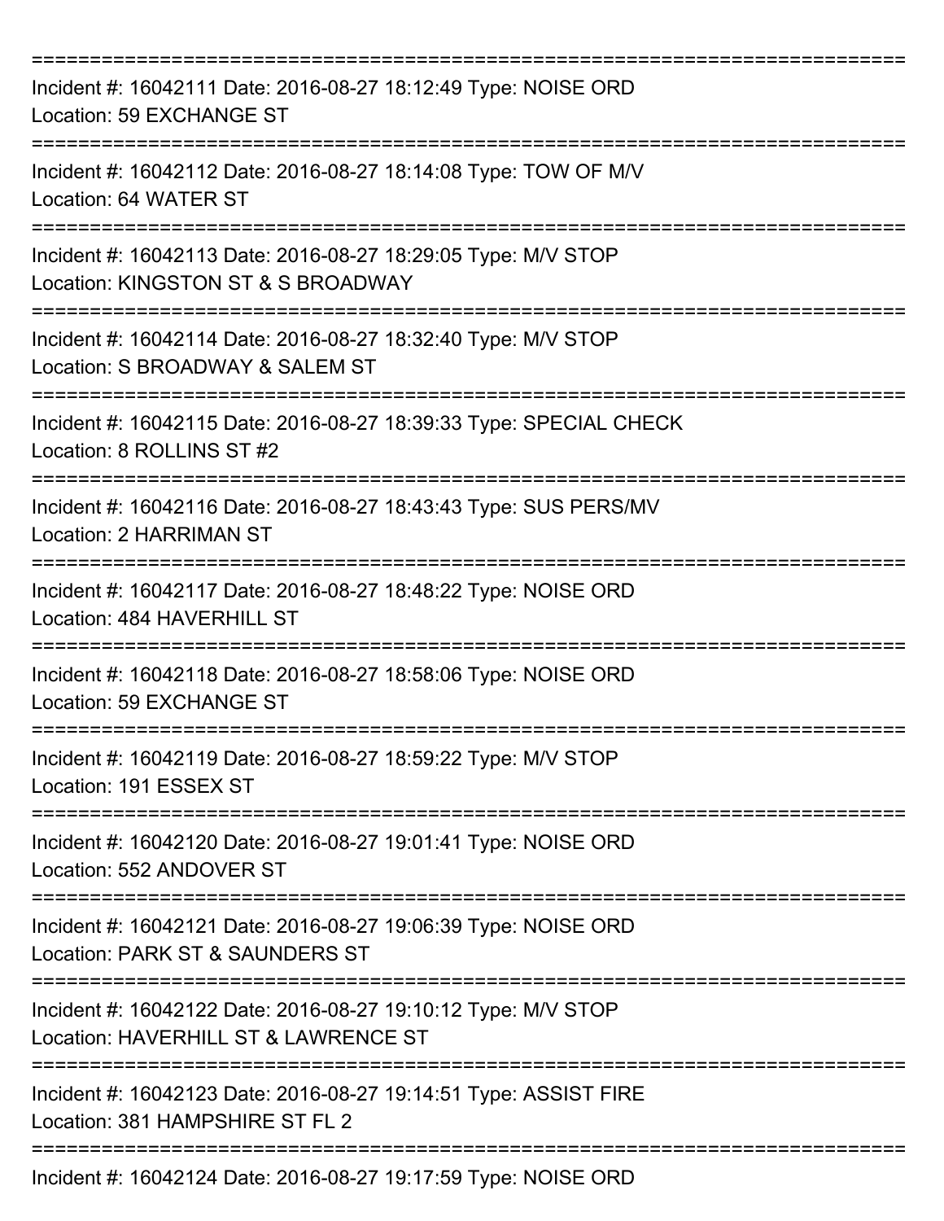===========================================================================

Incident #: 16042111 Date: 2016-08-27 18:12:49 Type: NOISE ORD
Location: 59 EXCHANGE ST

===========================================================================

Incident #: 16042112 Date: 2016-08-27 18:14:08 Type: TOW OF M/V
Location: 64 WATER ST

===========================================================================

Incident #: 16042113 Date: 2016-08-27 18:29:05 Type: M/V STOP
Location: KINGSTON ST & S BROADWAY

===========================================================================

Incident #: 16042114 Date: 2016-08-27 18:32:40 Type: M/V STOP
Location: S BROADWAY & SALEM ST

===========================================================================

Incident #: 16042115 Date: 2016-08-27 18:39:33 Type: SPECIAL CHECK
Location: 8 ROLLINS ST #2

===========================================================================

Incident #: 16042116 Date: 2016-08-27 18:43:43 Type: SUS PERS/MV
Location: 2 HARRIMAN ST

===========================================================================

Incident #: 16042117 Date: 2016-08-27 18:48:22 Type: NOISE ORD
Location: 484 HAVERHILL ST

===========================================================================

Incident #: 16042118 Date: 2016-08-27 18:58:06 Type: NOISE ORD
Location: 59 EXCHANGE ST

===========================================================================

Incident #: 16042119 Date: 2016-08-27 18:59:22 Type: M/V STOP
Location: 191 ESSEX ST

===========================================================================

Incident #: 16042120 Date: 2016-08-27 19:01:41 Type: NOISE ORD
Location: 552 ANDOVER ST

===========================================================================

Incident #: 16042121 Date: 2016-08-27 19:06:39 Type: NOISE ORD
Location: PARK ST & SAUNDERS ST

===========================================================================

Incident #: 16042122 Date: 2016-08-27 19:10:12 Type: M/V STOP
Location: HAVERHILL ST & LAWRENCE ST

===========================================================================

Incident #: 16042123 Date: 2016-08-27 19:14:51 Type: ASSIST FIRE
Location: 381 HAMPSHIRE ST FL 2

===========================================================================

Incident #: 16042124 Date: 2016-08-27 19:17:59 Type: NOISE ORD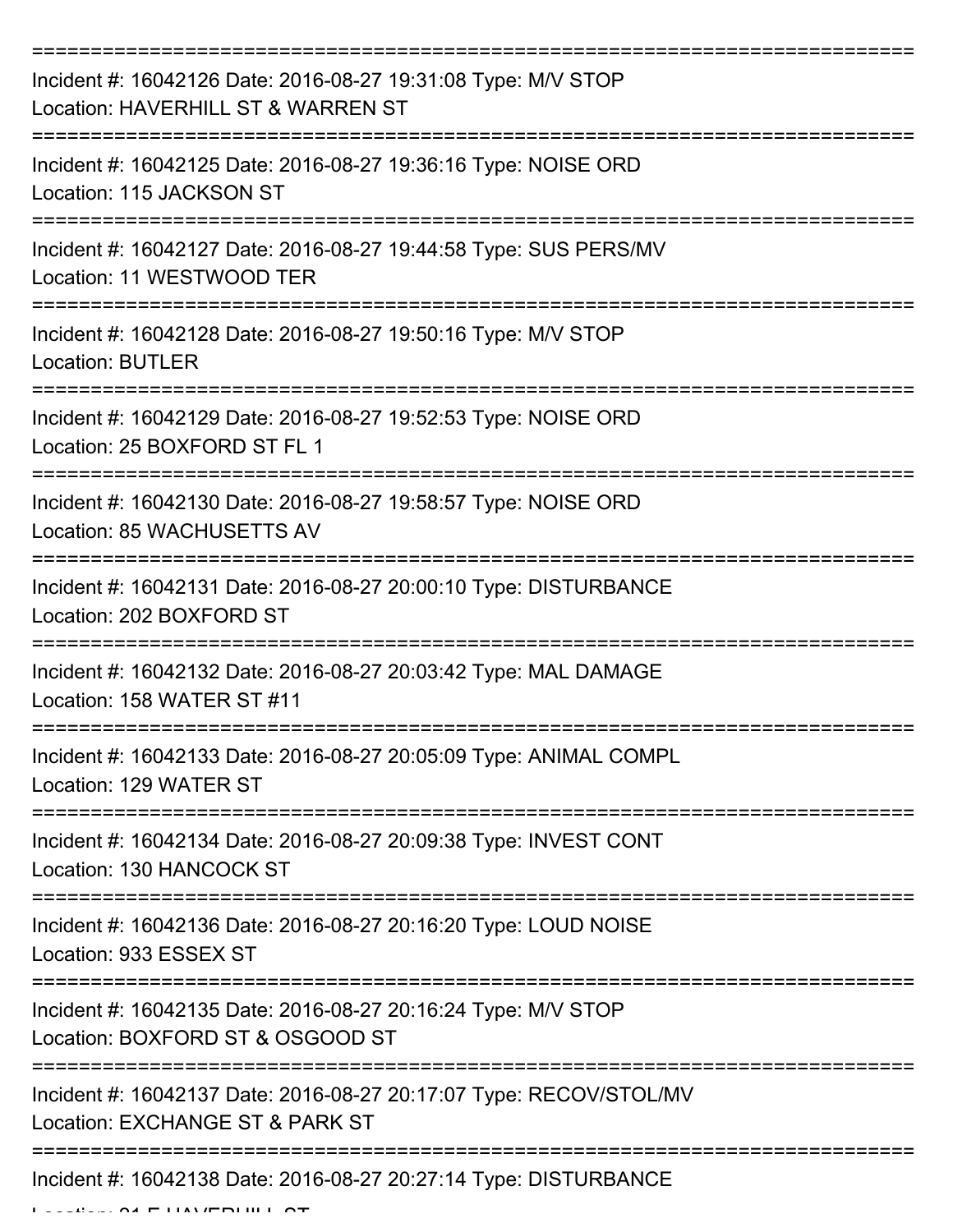===========================================================================
Incident #: 16042126 Date: 2016-08-27 19:31:08 Type: M/V STOP
Location: HAVERHILL ST & WARREN ST
===========================================================================
Incident #: 16042125 Date: 2016-08-27 19:36:16 Type: NOISE ORD
Location: 115 JACKSON ST
===========================================================================
Incident #: 16042127 Date: 2016-08-27 19:44:58 Type: SUS PERS/MV
Location: 11 WESTWOOD TER
===========================================================================
Incident #: 16042128 Date: 2016-08-27 19:50:16 Type: M/V STOP
Location: BUTLER
===========================================================================
Incident #: 16042129 Date: 2016-08-27 19:52:53 Type: NOISE ORD
Location: 25 BOXFORD ST FL 1
===========================================================================
Incident #: 16042130 Date: 2016-08-27 19:58:57 Type: NOISE ORD
Location: 85 WACHUSETTS AV
===========================================================================
Incident #: 16042131 Date: 2016-08-27 20:00:10 Type: DISTURBANCE
Location: 202 BOXFORD ST
===========================================================================
Incident #: 16042132 Date: 2016-08-27 20:03:42 Type: MAL DAMAGE
Location: 158 WATER ST #11
===========================================================================
Incident #: 16042133 Date: 2016-08-27 20:05:09 Type: ANIMAL COMPL
Location: 129 WATER ST
===========================================================================
Incident #: 16042134 Date: 2016-08-27 20:09:38 Type: INVEST CONT
Location: 130 HANCOCK ST
===========================================================================
Incident #: 16042136 Date: 2016-08-27 20:16:20 Type: LOUD NOISE
Location: 933 ESSEX ST
===========================================================================
Incident #: 16042135 Date: 2016-08-27 20:16:24 Type: M/V STOP
Location: BOXFORD ST & OSGOOD ST
===========================================================================
Incident #: 16042137 Date: 2016-08-27 20:17:07 Type: RECOV/STOL/MV
Location: EXCHANGE ST & PARK ST
===========================================================================
Incident #: 16042138 Date: 2016-08-27 20:27:14 Type: DISTURBANCE
Location: 21 E HAVERHILL ST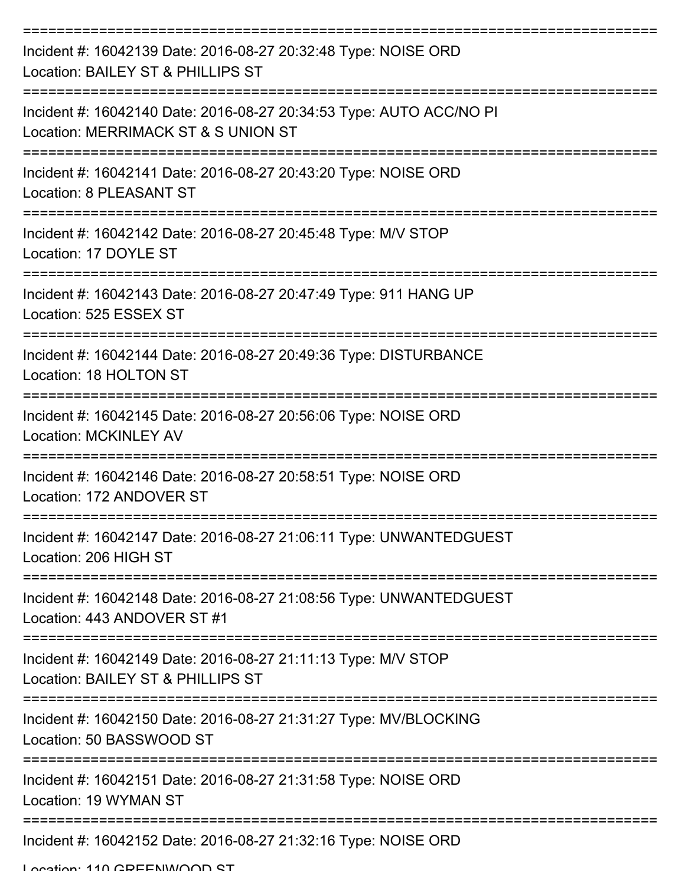===========================================================================
Incident #: 16042139 Date: 2016-08-27 20:32:48 Type: NOISE ORD
Location: BAILEY ST & PHILLIPS ST
===========================================================================
Incident #: 16042140 Date: 2016-08-27 20:34:53 Type: AUTO ACC/NO PI
Location: MERRIMACK ST & S UNION ST
===========================================================================
Incident #: 16042141 Date: 2016-08-27 20:43:20 Type: NOISE ORD
Location: 8 PLEASANT ST
===========================================================================
Incident #: 16042142 Date: 2016-08-27 20:45:48 Type: M/V STOP
Location: 17 DOYLE ST
===========================================================================
Incident #: 16042143 Date: 2016-08-27 20:47:49 Type: 911 HANG UP
Location: 525 ESSEX ST
===========================================================================
Incident #: 16042144 Date: 2016-08-27 20:49:36 Type: DISTURBANCE
Location: 18 HOLTON ST
===========================================================================
Incident #: 16042145 Date: 2016-08-27 20:56:06 Type: NOISE ORD
Location: MCKINLEY AV
===========================================================================
Incident #: 16042146 Date: 2016-08-27 20:58:51 Type: NOISE ORD
Location: 172 ANDOVER ST
===========================================================================
Incident #: 16042147 Date: 2016-08-27 21:06:11 Type: UNWANTEDGUEST
Location: 206 HIGH ST
===========================================================================
Incident #: 16042148 Date: 2016-08-27 21:08:56 Type: UNWANTEDGUEST
Location: 443 ANDOVER ST #1
===========================================================================
Incident #: 16042149 Date: 2016-08-27 21:11:13 Type: M/V STOP
Location: BAILEY ST & PHILLIPS ST
===========================================================================
Incident #: 16042150 Date: 2016-08-27 21:31:27 Type: MV/BLOCKING
Location: 50 BASSWOOD ST
===========================================================================
Incident #: 16042151 Date: 2016-08-27 21:31:58 Type: NOISE ORD
Location: 19 WYMAN ST
===========================================================================
Incident #: 16042152 Date: 2016-08-27 21:32:16 Type: NOISE ORD
Location: 110 GREENWOOD ST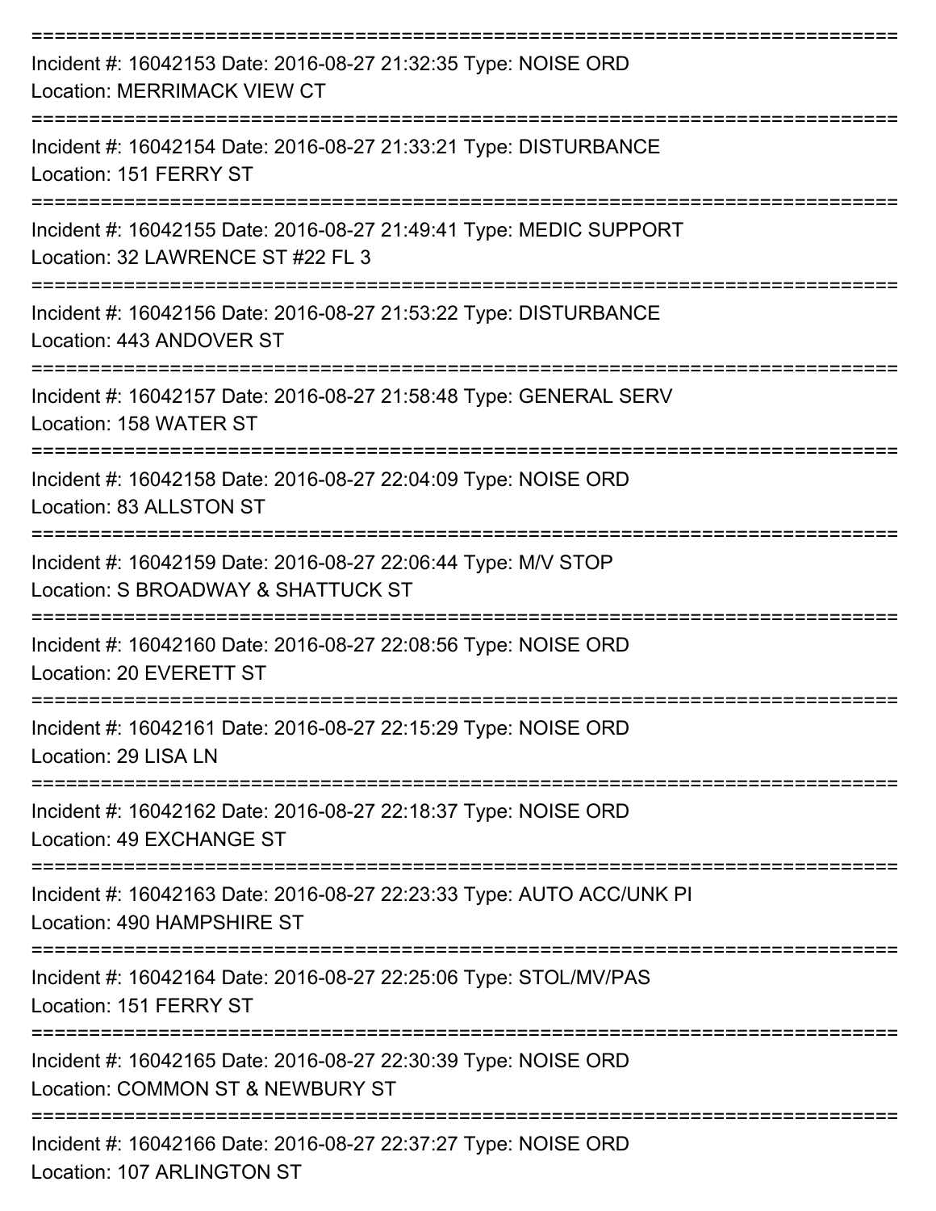===========================================================================

Incident #: 16042153 Date: 2016-08-27 21:32:35 Type: NOISE ORD
Location: MERRIMACK VIEW CT

===========================================================================

Incident #: 16042154 Date: 2016-08-27 21:33:21 Type: DISTURBANCE
Location: 151 FERRY ST

===========================================================================

Incident #: 16042155 Date: 2016-08-27 21:49:41 Type: MEDIC SUPPORT
Location: 32 LAWRENCE ST #22 FL 3

===========================================================================

Incident #: 16042156 Date: 2016-08-27 21:53:22 Type: DISTURBANCE
Location: 443 ANDOVER ST

===========================================================================

Incident #: 16042157 Date: 2016-08-27 21:58:48 Type: GENERAL SERV
Location: 158 WATER ST

===========================================================================

Incident #: 16042158 Date: 2016-08-27 22:04:09 Type: NOISE ORD
Location: 83 ALLSTON ST

===========================================================================

Incident #: 16042159 Date: 2016-08-27 22:06:44 Type: M/V STOP
Location: S BROADWAY & SHATTUCK ST

===========================================================================

Incident #: 16042160 Date: 2016-08-27 22:08:56 Type: NOISE ORD
Location: 20 EVERETT ST

===========================================================================

Incident #: 16042161 Date: 2016-08-27 22:15:29 Type: NOISE ORD
Location: 29 LISA LN

===========================================================================

Incident #: 16042162 Date: 2016-08-27 22:18:37 Type: NOISE ORD
Location: 49 EXCHANGE ST

===========================================================================

Incident #: 16042163 Date: 2016-08-27 22:23:33 Type: AUTO ACC/UNK PI
Location: 490 HAMPSHIRE ST

===========================================================================

Incident #: 16042164 Date: 2016-08-27 22:25:06 Type: STOL/MV/PAS
Location: 151 FERRY ST

===========================================================================

Incident #: 16042165 Date: 2016-08-27 22:30:39 Type: NOISE ORD
Location: COMMON ST & NEWBURY ST

===========================================================================

Incident #: 16042166 Date: 2016-08-27 22:37:27 Type: NOISE ORD
Location: 107 ARLINGTON ST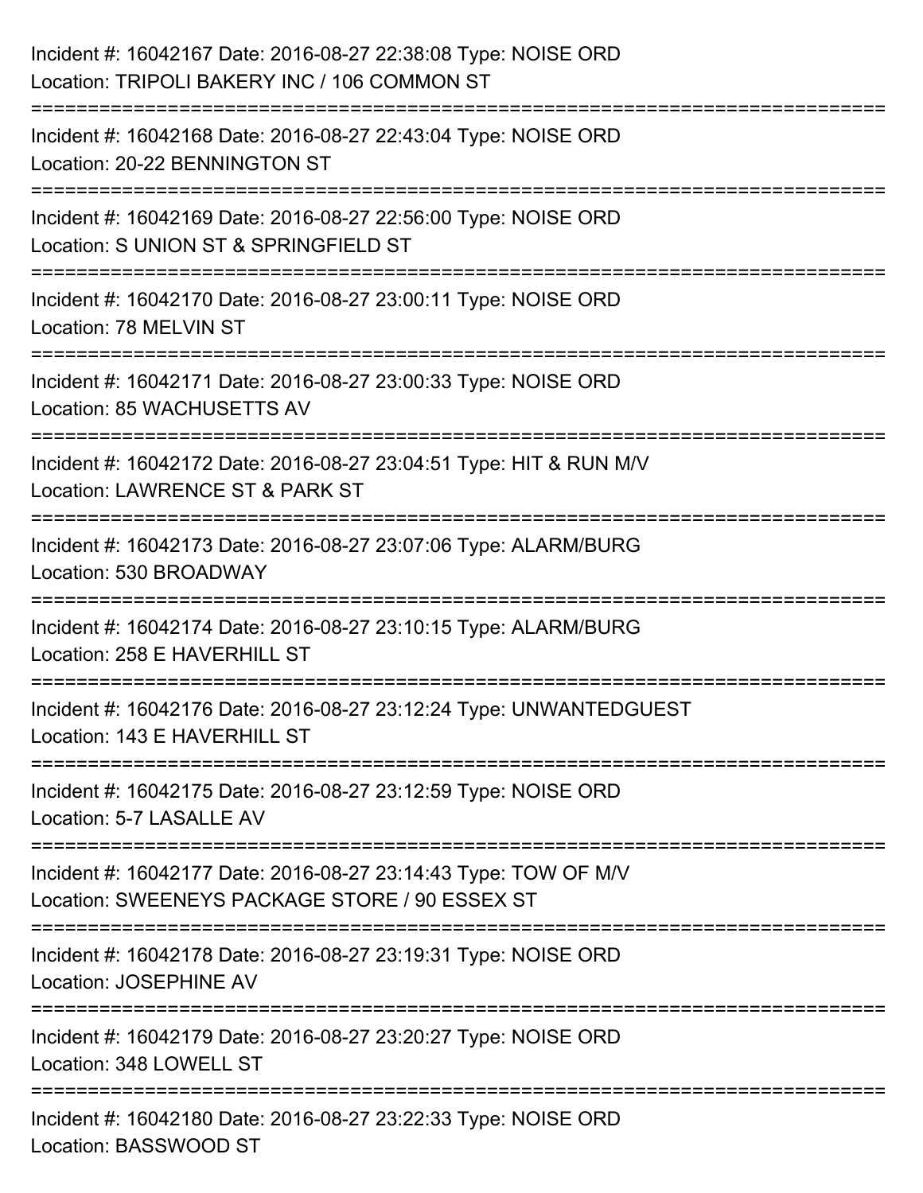Incident #: 16042167 Date: 2016-08-27 22:38:08 Type: NOISE ORD
Location: TRIPOLI BAKERY INC / 106 COMMON ST

===========================================================================

Incident #: 16042168 Date: 2016-08-27 22:43:04 Type: NOISE ORD
Location: 20-22 BENNINGTON ST

===========================================================================

Incident #: 16042169 Date: 2016-08-27 22:56:00 Type: NOISE ORD
Location: S UNION ST & SPRINGFIELD ST

===========================================================================

Incident #: 16042170 Date: 2016-08-27 23:00:11 Type: NOISE ORD
Location: 78 MELVIN ST

===========================================================================

Incident #: 16042171 Date: 2016-08-27 23:00:33 Type: NOISE ORD
Location: 85 WACHUSETTS AV

===========================================================================

Incident #: 16042172 Date: 2016-08-27 23:04:51 Type: HIT & RUN M/V
Location: LAWRENCE ST & PARK ST

===========================================================================

Incident #: 16042173 Date: 2016-08-27 23:07:06 Type: ALARM/BURG
Location: 530 BROADWAY

===========================================================================

Incident #: 16042174 Date: 2016-08-27 23:10:15 Type: ALARM/BURG
Location: 258 E HAVERHILL ST

===========================================================================

Incident #: 16042176 Date: 2016-08-27 23:12:24 Type: UNWANTEDGUEST
Location: 143 E HAVERHILL ST

===========================================================================

Incident #: 16042175 Date: 2016-08-27 23:12:59 Type: NOISE ORD
Location: 5-7 LASALLE AV

===========================================================================

Incident #: 16042177 Date: 2016-08-27 23:14:43 Type: TOW OF M/V
Location: SWEENEYS PACKAGE STORE / 90 ESSEX ST

===========================================================================

Incident #: 16042178 Date: 2016-08-27 23:19:31 Type: NOISE ORD
Location: JOSEPHINE AV

===========================================================================

Incident #: 16042179 Date: 2016-08-27 23:20:27 Type: NOISE ORD
Location: 348 LOWELL ST

===========================================================================

Incident #: 16042180 Date: 2016-08-27 23:22:33 Type: NOISE ORD
Location: BASSWOOD ST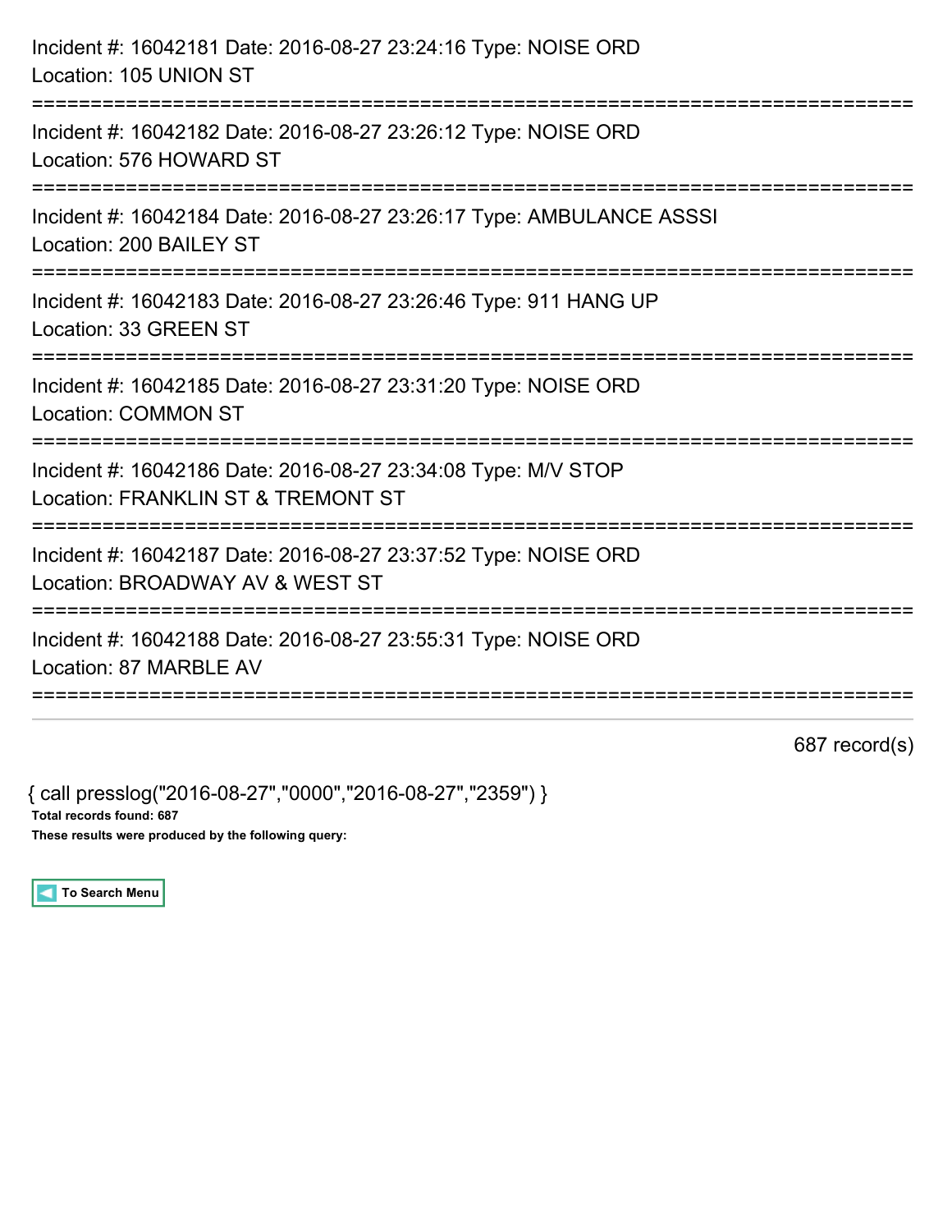Incident #: 16042181 Date: 2016-08-27 23:24:16 Type: NOISE ORD
Location: 105 UNION ST

===========================================================================

Incident #: 16042182 Date: 2016-08-27 23:26:12 Type: NOISE ORD
Location: 576 HOWARD ST

===========================================================================

Incident #: 16042184 Date: 2016-08-27 23:26:17 Type: AMBULANCE ASSSI
Location: 200 BAILEY ST

===========================================================================

Incident #: 16042183 Date: 2016-08-27 23:26:46 Type: 911 HANG UP
Location: 33 GREEN ST

===========================================================================

Incident #: 16042185 Date: 2016-08-27 23:31:20 Type: NOISE ORD
Location: COMMON ST

===========================================================================

Incident #: 16042186 Date: 2016-08-27 23:34:08 Type: M/V STOP
Location: FRANKLIN ST & TREMONT ST

===========================================================================

Incident #: 16042187 Date: 2016-08-27 23:37:52 Type: NOISE ORD
Location: BROADWAY AV & WEST ST

===========================================================================

Incident #: 16042188 Date: 2016-08-27 23:55:31 Type: NOISE ORD
Location: 87 MARBLE AV

===========================================================================

687 record(s)

{ call presslog("2016-08-27","0000","2016-08-27","2359") }

**Total records found: 687**

**These results were produced by the following query:**

To Search Menu